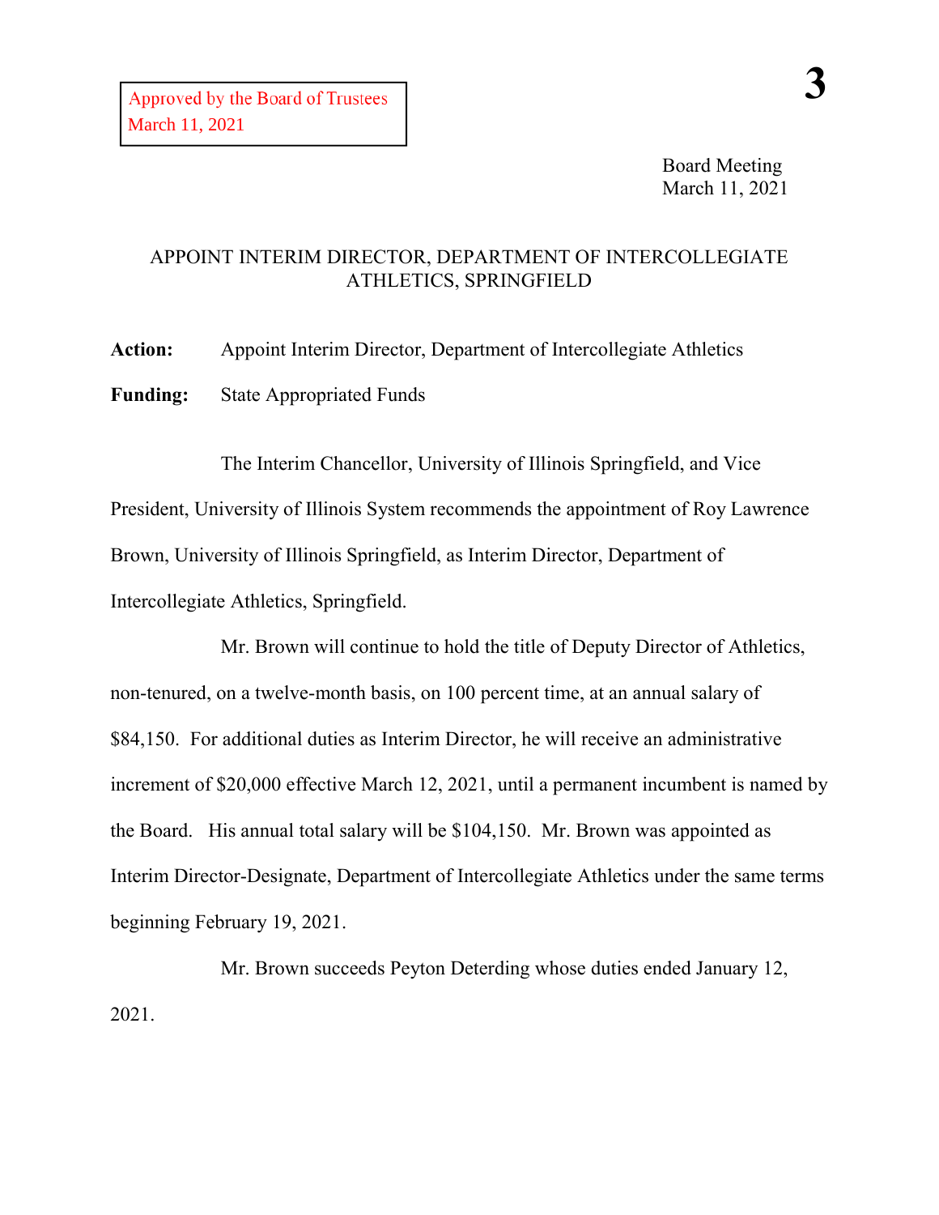Approved by the Board of Trustees
March 11, 2021

Board Meeting
March 11, 2021

# APPOINT INTERIM DIRECTOR, DEPARTMENT OF INTERCOLLEGIATE ATHLETICS, SPRINGFIELD

**Action:** Appoint Interim Director, Department of Intercollegiate Athletics

**Funding:** State Appropriated Funds

The Interim Chancellor, University of Illinois Springfield, and Vice President, University of Illinois System recommends the appointment of Roy Lawrence Brown, University of Illinois Springfield, as Interim Director, Department of Intercollegiate Athletics, Springfield.

Mr. Brown will continue to hold the title of Deputy Director of Athletics, non-tenured, on a twelve-month basis, on 100 percent time, at an annual salary of $84,150. For additional duties as Interim Director, he will receive an administrative increment of $20,000 effective March 12, 2021, until a permanent incumbent is named by the Board. His annual total salary will be $104,150. Mr. Brown was appointed as Interim Director-Designate, Department of Intercollegiate Athletics under the same terms beginning February 19, 2021.

Mr. Brown succeeds Peyton Deterding whose duties ended January 12, 2021.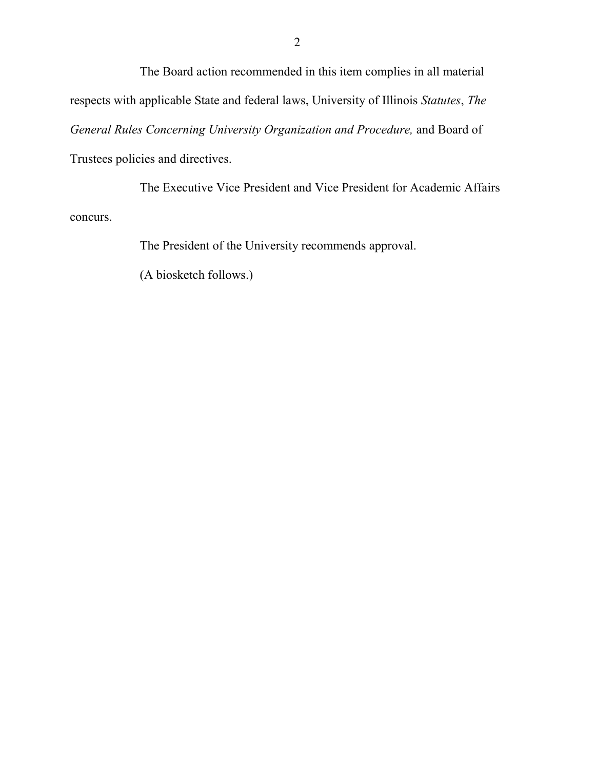The Board action recommended in this item complies in all material respects with applicable State and federal laws, University of Illinois *Statutes*, *The General Rules Concerning University Organization and Procedure,* and Board of Trustees policies and directives.

The Executive Vice President and Vice President for Academic Affairs concurs.

The President of the University recommends approval.

(A biosketch follows.)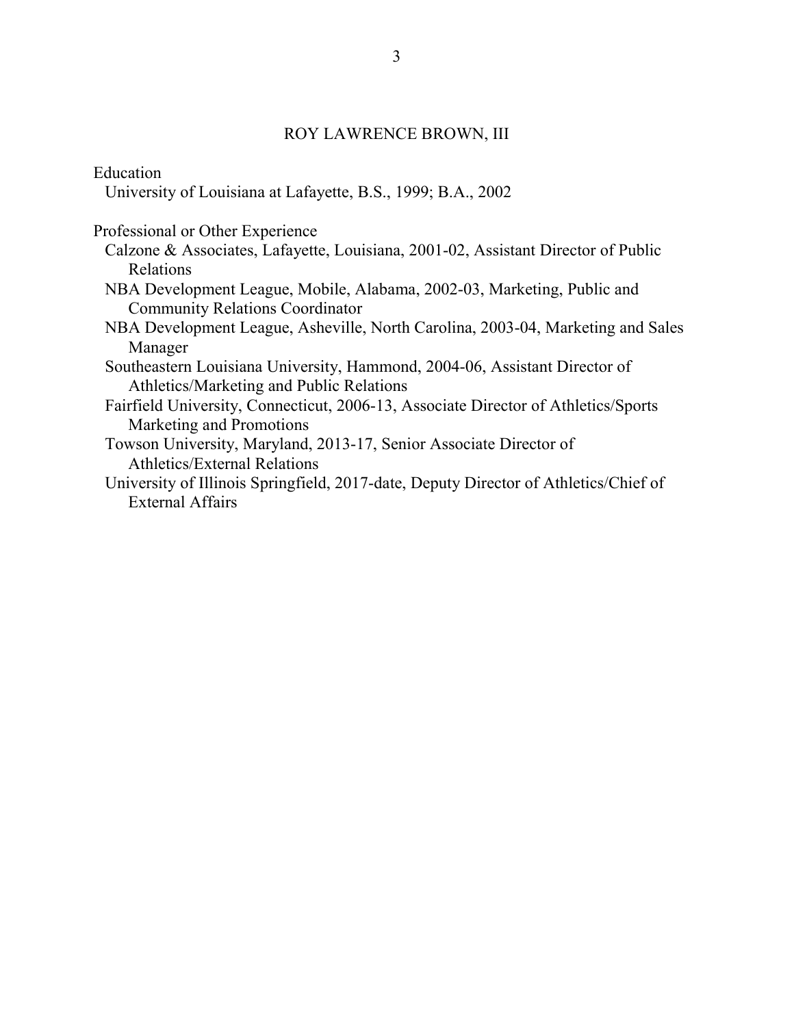# ROY LAWRENCE BROWN, III

Education

University of Louisiana at Lafayette, B.S., 1999; B.A., 2002

Professional or Other Experience

- Calzone & Associates, Lafayette, Louisiana, 2001-02, Assistant Director of Public Relations
- NBA Development League, Mobile, Alabama, 2002-03, Marketing, Public and Community Relations Coordinator
- NBA Development League, Asheville, North Carolina, 2003-04, Marketing and Sales Manager
- Southeastern Louisiana University, Hammond, 2004-06, Assistant Director of Athletics/Marketing and Public Relations
- Fairfield University, Connecticut, 2006-13, Associate Director of Athletics/Sports Marketing and Promotions
- Towson University, Maryland, 2013-17, Senior Associate Director of Athletics/External Relations
- University of Illinois Springfield, 2017-date, Deputy Director of Athletics/Chief of External Affairs